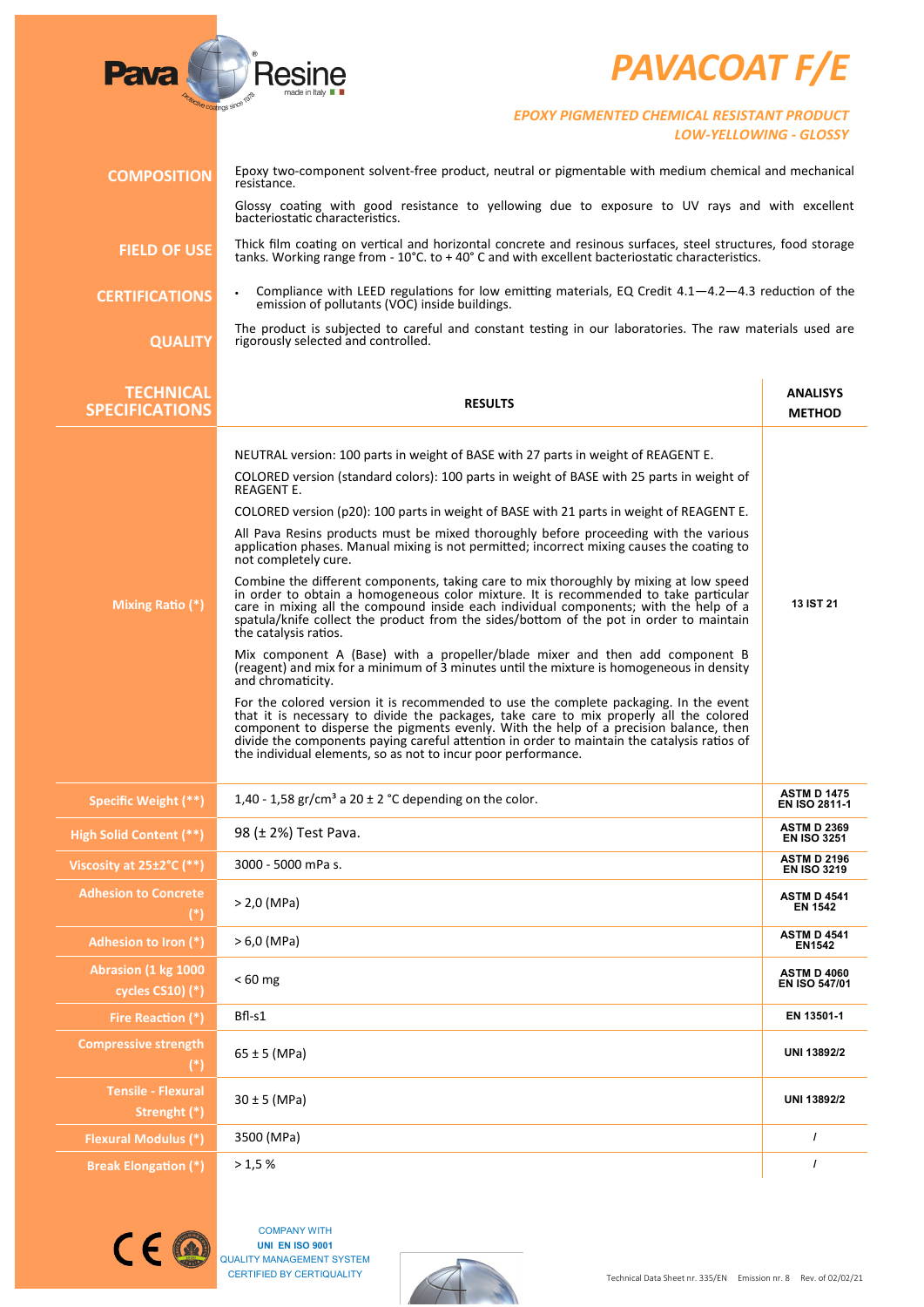# PAVACOAT F/E

*EPOXY PIGMENTED CHEMICAL RESISTANT PRODUCT*
*LOW-YELLOWING - GLOSSY*

**COMPOSITION**

Epoxy two-component solvent-free product, neutral or pigmentable with medium chemical and mechanical resistance.

Glossy coating with good resistance to yellowing due to exposure to UV rays and with excellent bacteriostatic characteristics.

**FIELD OF USE**

Thick film coating on vertical and horizontal concrete and resinous surfaces, steel structures, food storage tanks. Working range from - 10°C. to + 40° C and with excellent bacteriostatic characteristics.

**CERTIFICATIONS**

- Compliance with LEED regulations for low emitting materials, EQ Credit 4.1—4.2—4.3 reduction of the emission of pollutants (VOC) inside buildings.

**QUALITY**

The product is subjected to careful and constant testing in our laboratories. The raw materials used are rigorously selected and controlled.

| TECHNICAL SPECIFICATIONS | RESULTS | ANALISYS METHOD |
|---|---|---|
| Mixing Ratio (*) | NEUTRAL version: 100 parts in weight of BASE with 27 parts in weight of REAGENT E.<br><br>COLORED version (standard colors): 100 parts in weight of BASE with 25 parts in weight of REAGENT E.<br><br>COLORED version (p20): 100 parts in weight of BASE with 21 parts in weight of REAGENT E.<br><br>All Pava Resins products must be mixed thoroughly before proceeding with the various application phases. Manual mixing is not permitted; incorrect mixing causes the coating to not completely cure.<br><br>Combine the different components, taking care to mix thoroughly by mixing at low speed in order to obtain a homogeneous color mixture. It is recommended to take particular care in mixing all the compound inside each individual components; with the help of a spatula/knife collect the product from the sides/bottom of the pot in order to maintain the catalysis ratios.<br><br>Mix component A (Base) with a propeller/blade mixer and then add component B (reagent) and mix for a minimum of 3 minutes until the mixture is homogeneous in density and chromaticity.<br><br>For the colored version it is recommended to use the complete packaging. In the event that it is necessary to divide the packages, take care to mix properly all the colored component to disperse the pigments evenly. With the help of a precision balance, then divide the components paying careful attention in order to maintain the catalysis ratios of the individual elements, so as not to incur poor performance. | 13 IST 21 |
| Specific Weight (**) | 1,40 - 1,58 gr/cm³ a 20 ± 2 °C depending on the color. | ASTM D 1475<br>EN ISO 2811-1 |
| High Solid Content (**) | 98 (± 2%) Test Pava. | ASTM D 2369<br>EN ISO 3251 |
| Viscosity at 25±2°C (**) | 3000 - 5000 mPa s. | ASTM D 2196<br>EN ISO 3219 |
| Adhesion to Concrete (*) | > 2,0 (MPa) | ASTM D 4541<br>EN 1542 |
| Adhesion to Iron (*) | > 6,0 (MPa) | ASTM D 4541<br>EN1542 |
| Abrasion (1 kg 1000 cycles CS10) (*) | < 60 mg | ASTM D 4060<br>EN ISO 547/01 |
| Fire Reaction (*) | Bfl-s1 | EN 13501-1 |
| Compressive strength (*) | 65 ± 5 (MPa) | UNI 13892/2 |
| Tensile - Flexural Strenght (*) | 30 ± 5 (MPa) | UNI 13892/2 |
| Flexural Modulus (*) | 3500 (MPa) | / |
| Break Elongation (*) | > 1,5 % | / |

COMPANY WITH
UNI EN ISO 9001
QUALITY MANAGEMENT SYSTEM
CERTIFIED BY CERTIQUALITY

Technical Data Sheet nr. 335/EN Emission nr. 8 Rev. of 02/02/21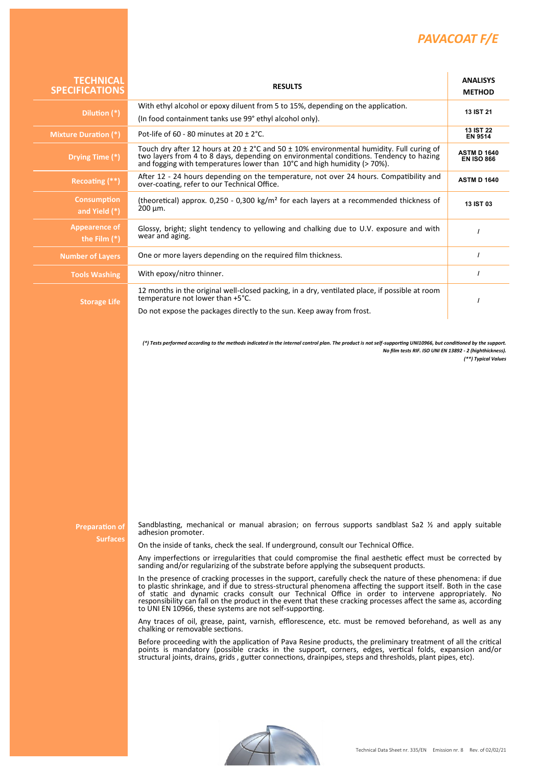| TECHNICAL SPECIFICATIONS | RESULTS | ANALISYS METHOD |
|---|---|---|
| Dilution (*) | With ethyl alcohol or epoxy diluent from 5 to 15%, depending on the application. (In food containment tanks use 99° ethyl alcohol only). | 13 IST 21 |
| Mixture Duration (*) | Pot-life of 60 - 80 minutes at 20 ± 2°C. | 13 IST 22 EN 9514 |
| Drying Time (*) | Touch dry after 12 hours at 20 ± 2°C and 50 ± 10% environmental humidity. Full curing of two layers from 4 to 8 days, depending on environmental conditions. Tendency to hazing and fogging with temperatures lower than 10°C and high humidity (> 70%). | ASTM D 1640 EN ISO 866 |
| Recoating (**) | After 12 - 24 hours depending on the temperature, not over 24 hours. Compatibility and over-coating, refer to our Technical Office. | ASTM D 1640 |
| Consumption and Yield (*) | (theoretical) approx. 0,250 - 0,300 kg/m² for each layers at a recommended thickness of 200 µm. | 13 IST 03 |
| Appearence of the Film (*) | Glossy, bright; slight tendency to yellowing and chalking due to U.V. exposure and with wear and aging. | / |
| Number of Layers | One or more layers depending on the required film thickness. | / |
| Tools Washing | With epoxy/nitro thinner. | / |
| Storage Life | 12 months in the original well-closed packing, in a dry, ventilated place, if possible at room temperature not lower than +5°C. Do not expose the packages directly to the sun. Keep away from frost. | / |

*(*) Tests performed according to the methods indicated in the internal control plan. The product is not self-supporting UNI10966, but conditioned by the support. No film tests RIF. ISO UNI EN 13892 - 2 (highthickness).*
*(**) Typical Values*

**Preparation of Surfaces**

Sandblasting, mechanical or manual abrasion; on ferrous supports sandblast Sa2 ½ and apply suitable adhesion promoter.

On the inside of tanks, check the seal. If underground, consult our Technical Office.

Any imperfections or irregularities that could compromise the final aesthetic effect must be corrected by sanding and/or regularizing of the substrate before applying the subsequent products.

In the presence of cracking processes in the support, carefully check the nature of these phenomena: if due to plastic shrinkage, and if due to stress-structural phenomena affecting the support itself. Both in the case of static and dynamic cracks consult our Technical Office in order to intervene appropriately. No responsibility can fall on the product in the event that these cracking processes affect the same as, according to UNI EN 10966, these systems are not self-supporting.

Any traces of oil, grease, paint, varnish, efflorescence, etc. must be removed beforehand, as well as any chalking or removable sections.

Before proceeding with the application of Pava Resine products, the preliminary treatment of all the critical points is mandatory (possible cracks in the support, corners, edges, vertical folds, expansion and/or structural joints, drains, grids , gutter connections, drainpipes, steps and thresholds, plant pipes, etc).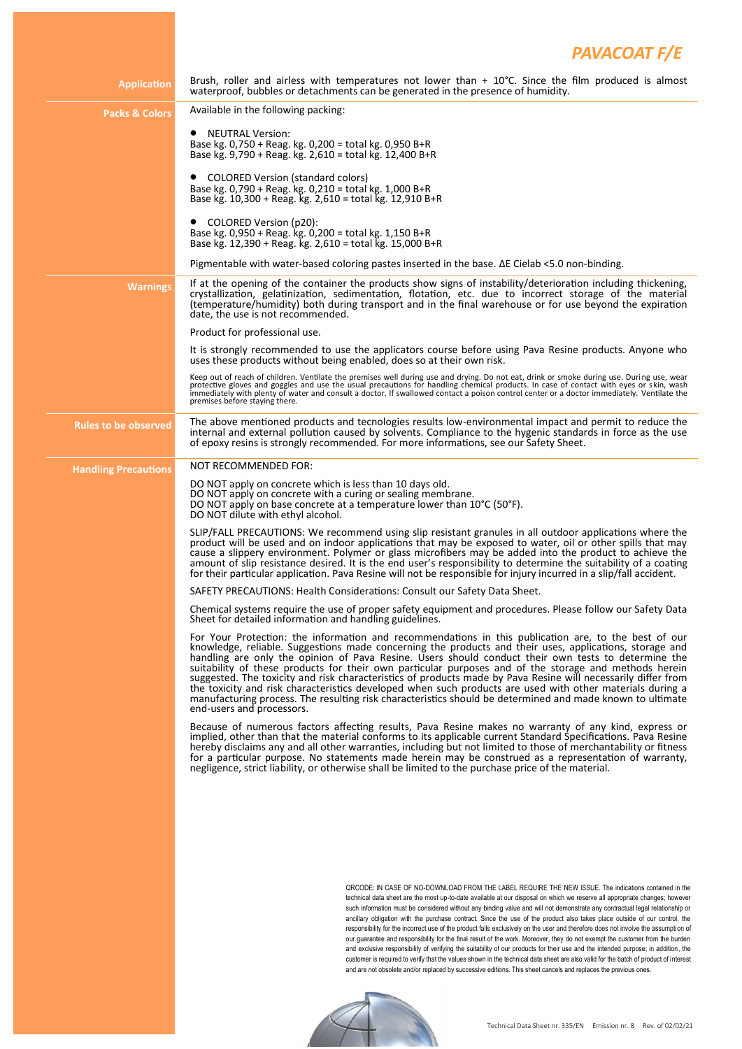# PAVACOAT F/E

**Application**

Brush, roller and airless with temperatures not lower than + 10°C. Since the film produced is almost waterproof, bubbles or detachments can be generated in the presence of humidity.

**Packs & Colors**

Available in the following packing:

- NEUTRAL Version:

Base kg. 0,750 + Reag. kg. 0,200 = total kg. 0,950 B+R
Base kg. 9,790 + Reag. kg. 2,610 = total kg. 12,400 B+R

- COLORED Version (standard colors)

Base kg. 0,790 + Reag. kg. 0,210 = total kg. 1,000 B+R
Base kg. 10,300 + Reag. kg. 2,610 = total kg. 12,910 B+R

- COLORED Version (p20):

Base kg. 0,950 + Reag. kg. 0,200 = total kg. 1,150 B+R
Base kg. 12,390 + Reag. kg. 2,610 = total kg. 15,000 B+R

Pigmentable with water-based coloring pastes inserted in the base. ΔE Cielab <5.0 non-binding.

**Warnings**

If at the opening of the container the products show signs of instability/deterioration including thickening, crystallization, gelatinization, sedimentation, flotation, etc. due to incorrect storage of the material (temperature/humidity) both during transport and in the final warehouse or for use beyond the expiration date, the use is not recommended.

Product for professional use.

It is strongly recommended to use the applicators course before using Pava Resine products. Anyone who uses these products without being enabled, does so at their own risk.

Keep out of reach of children. Ventilate the premises well during use and drying. Do not eat, drink or smoke during use. During use, wear protective gloves and goggles and use the usual precautions for handling chemical products. In case of contact with eyes or skin, wash immediately with plenty of water and consult a doctor. If swallowed contact a poison control center or a doctor immediately. Ventilate the premises before staying there.

**Rules to be observed**

The above mentioned products and tecnologies results low-environmental impact and permit to reduce the internal and external pollution caused by solvents. Compliance to the hygenic standards in force as the use of epoxy resins is strongly recommended. For more informations, see our Safety Sheet.

**Handling Precautions**

NOT RECOMMENDED FOR:

DO NOT apply on concrete which is less than 10 days old.
DO NOT apply on concrete with a curing or sealing membrane.
DO NOT apply on base concrete at a temperature lower than 10°C (50°F).
DO NOT dilute with ethyl alcohol.

SLIP/FALL PRECAUTIONS: We recommend using slip resistant granules in all outdoor applications where the product will be used and on indoor applications that may be exposed to water, oil or other spills that may cause a slippery environment. Polymer or glass microfibers may be added into the product to achieve the amount of slip resistance desired. It is the end user's responsibility to determine the suitability of a coating for their particular application. Pava Resine will not be responsible for injury incurred in a slip/fall accident.

SAFETY PRECAUTIONS: Health Considerations: Consult our Safety Data Sheet.

Chemical systems require the use of proper safety equipment and procedures. Please follow our Safety Data Sheet for detailed information and handling guidelines.

For Your Protection: the information and recommendations in this publication are, to the best of our knowledge, reliable. Suggestions made concerning the products and their uses, applications, storage and handling are only the opinion of Pava Resine. Users should conduct their own tests to determine the suitability of these products for their own particular purposes and of the storage and methods herein suggested. The toxicity and risk characteristics of products made by Pava Resine will necessarily differ from the toxicity and risk characteristics developed when such products are used with other materials during a manufacturing process. The resulting risk characteristics should be determined and made known to ultimate end-users and processors.

Because of numerous factors affecting results, Pava Resine makes no warranty of any kind, express or implied, other than that the material conforms to its applicable current Standard Specifications. Pava Resine hereby disclaims any and all other warranties, including but not limited to those of merchantability or fitness for a particular purpose. No statements made herein may be construed as a representation of warranty, negligence, strict liability, or otherwise shall be limited to the purchase price of the material.

QRCODE: IN CASE OF NO-DOWNLOAD FROM THE LABEL REQUIRE THE NEW ISSUE. The indications contained in the technical data sheet are the most up-to-date available at our disposal on which we reserve all appropriate changes; however such information must be considered without any binding value and will not demonstrate any contractual legal relationship or ancillary obligation with the purchase contract. Since the use of the product also takes place outside of our control, the responsibility for the incorrect use of the product falls exclusively on the user and therefore does not involve the assumption of our guarantee and responsibility for the final result of the work. Moreover, they do not exempt the customer from the burden and exclusive responsibility of verifying the suitability of our products for their use and the intended purpose; in addition, the customer is required to verify that the values shown in the technical data sheet are also valid for the batch of product of interest and are not obsolete and/or replaced by successive editions. This sheet cancels and replaces the previous ones.

Technical Data Sheet nr. 335/EN Emission nr. 8 Rev. of 02/02/21